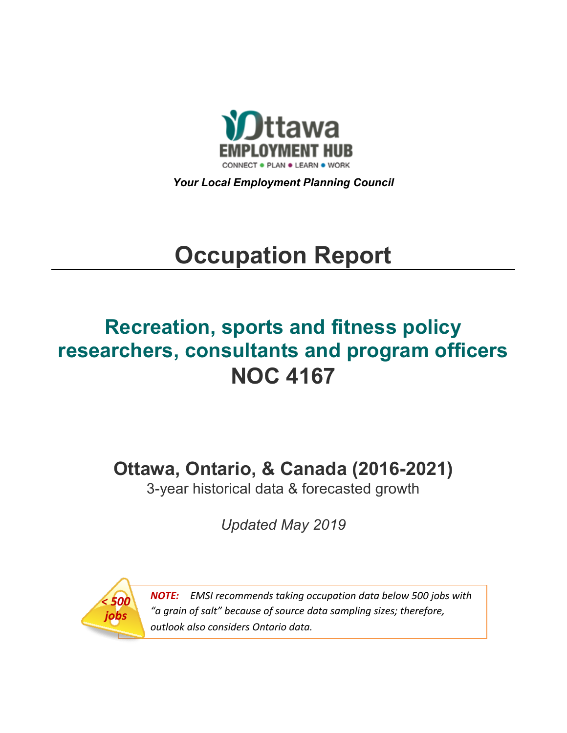Ottawa EMPLOYMENT HUB

CONNECT ● PLAN ● LEARN ● WORK

***Your Local Employment Planning Council***

# Occupation Report

## Recreation, sports and fitness policy researchers, consultants and program officers NOC 4167

## Ottawa, Ontario, & Canada (2016-2021)

3-year historical data & forecasted growth

*Updated May 2019*

*< 500 jobs*

***NOTE:*** *EMSI recommends taking occupation data below 500 jobs with "a grain of salt" because of source data sampling sizes; therefore, outlook also considers Ontario data.*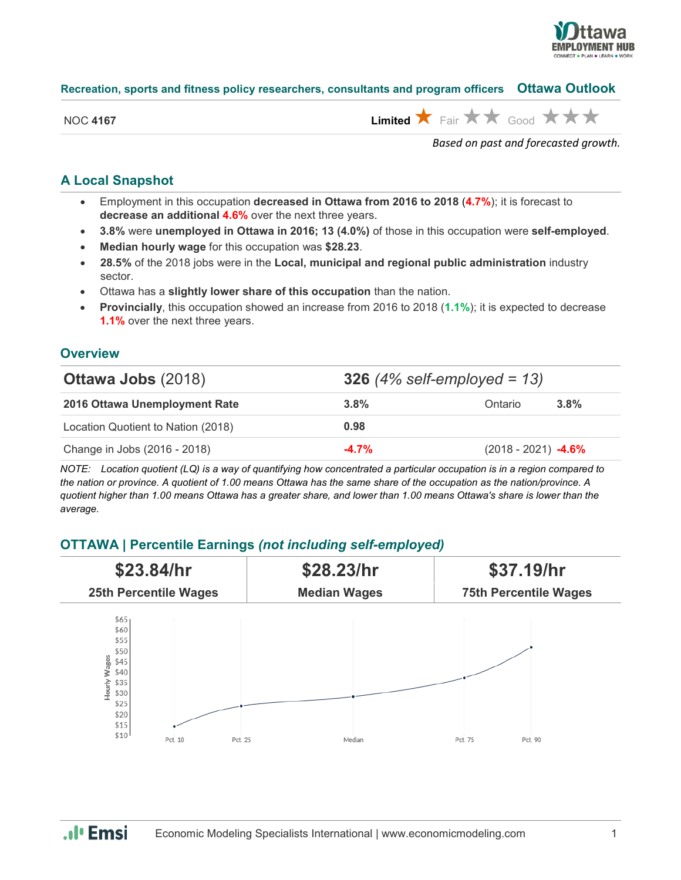**Recreation, sports and fitness policy researchers, consultants and program officers** **Ottawa Outlook**

NOC **4167** **Limited** ★ Fair ★★ Good ★★★

*Based on past and forecasted growth.*

## A Local Snapshot

- Employment in this occupation **decreased in Ottawa from 2016 to 2018** (**4.7%**); it is forecast to **decrease an additional 4.6%** over the next three years.
- **3.8%** were **unemployed in Ottawa in 2016; 13 (4.0%)** of those in this occupation were **self-employed**.
- **Median hourly wage** for this occupation was **$28.23**.
- **28.5%** of the 2018 jobs were in the **Local, municipal and regional public administration** industry sector.
- Ottawa has a **slightly lower share of this occupation** than the nation.
- **Provincially**, this occupation showed an increase from 2016 to 2018 (**1.1%**); it is expected to decrease **1.1%** over the next three years.

## Overview

| **Ottawa Jobs** (2018) | **326** *(4% self-employed = 13)* | | |
|---|---|---|---|
| **2016 Ottawa Unemployment Rate** | **3.8%** | Ontario | **3.8%** |
| Location Quotient to Nation (2018) | **0.98** | | |
| Change in Jobs (2016 - 2018) | **-4.7%** | (2018 - 2021) | **-4.6%** |

*NOTE: Location quotient (LQ) is a way of quantifying how concentrated a particular occupation is in a region compared to the nation or province. A quotient of 1.00 means Ottawa has the same share of the occupation as the nation/province. A quotient higher than 1.00 means Ottawa has a greater share, and lower than 1.00 means Ottawa's share is lower than the average.*

## OTTAWA | Percentile Earnings *(not including self-employed)*

| **$23.84/hr** | **$28.23/hr** | **$37.19/hr** |
|---|---|---|
| **25th Percentile Wages** | **Median Wages** | **75th Percentile Wages** |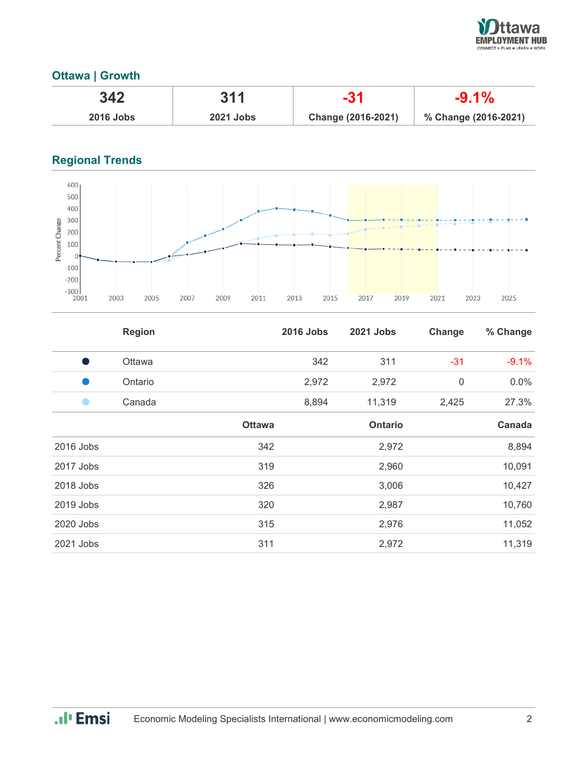## Ottawa | Growth

| 342 | 311 | -31 | -9.1% |
|---|---|---|---|
| 2016 Jobs | 2021 Jobs | Change (2016-2021) | % Change (2016-2021) |

## Regional Trends

| | Region | 2016 Jobs | 2021 Jobs | Change | % Change |
|---|---|---|---|---|---|
| ● | Ottawa | 342 | 311 | -31 | -9.1% |
| ● | Ontario | 2,972 | 2,972 | 0 | 0.0% |
| ● | Canada | 8,894 | 11,319 | 2,425 | 27.3% |

| | Ottawa | Ontario | Canada |
|---|---|---|---|
| 2016 Jobs | 342 | 2,972 | 8,894 |
| 2017 Jobs | 319 | 2,960 | 10,091 |
| 2018 Jobs | 326 | 3,006 | 10,427 |
| 2019 Jobs | 320 | 2,987 | 10,760 |
| 2020 Jobs | 315 | 2,976 | 11,052 |
| 2021 Jobs | 311 | 2,972 | 11,319 |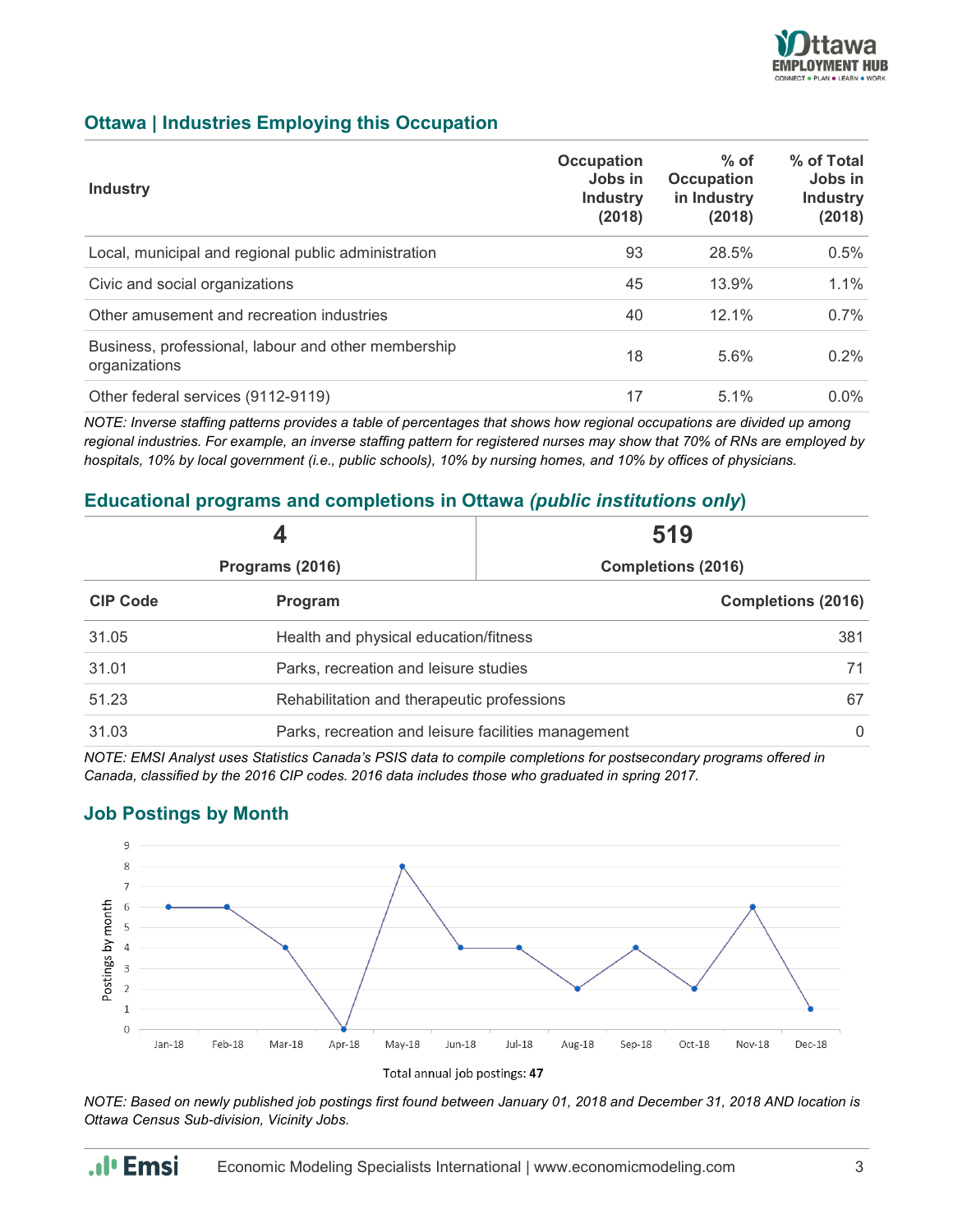## Ottawa | Industries Employing this Occupation

| Industry | Occupation Jobs in Industry (2018) | % of Occupation in Industry (2018) | % of Total Jobs in Industry (2018) |
|---|---|---|---|
| Local, municipal and regional public administration | 93 | 28.5% | 0.5% |
| Civic and social organizations | 45 | 13.9% | 1.1% |
| Other amusement and recreation industries | 40 | 12.1% | 0.7% |
| Business, professional, labour and other membership organizations | 18 | 5.6% | 0.2% |
| Other federal services (9112-9119) | 17 | 5.1% | 0.0% |

*NOTE: Inverse staffing patterns provides a table of percentages that shows how regional occupations are divided up among regional industries. For example, an inverse staffing pattern for registered nurses may show that 70% of RNs are employed by hospitals, 10% by local government (i.e., public schools), 10% by nursing homes, and 10% by offices of physicians.*

## Educational programs and completions in Ottawa *(public institutions only)*

| 4 | 519 |
|---|---|
| Programs (2016) | Completions (2016) |

| CIP Code | Program | Completions (2016) |
|---|---|---|
| 31.05 | Health and physical education/fitness | 381 |
| 31.01 | Parks, recreation and leisure studies | 71 |
| 51.23 | Rehabilitation and therapeutic professions | 67 |
| 31.03 | Parks, recreation and leisure facilities management | 0 |

*NOTE: EMSI Analyst uses Statistics Canada's PSIS data to compile completions for postsecondary programs offered in Canada, classified by the 2016 CIP codes. 2016 data includes those who graduated in spring 2017.*

## Job Postings by Month

| Month | Postings by month |
|---|---|
| Jan-18 | 6 |
| Feb-18 | 6 |
| Mar-18 | 4 |
| Apr-18 | 0 |
| May-18 | 8 |
| Jun-18 | 4 |
| Jul-18 | 4 |
| Aug-18 | 2 |
| Sep-18 | 4 |
| Oct-18 | 2 |
| Nov-18 | 6 |
| Dec-18 | 1 |

Total annual job postings: **47**

*NOTE: Based on newly published job postings first found between January 01, 2018 and December 31, 2018 AND location is Ottawa Census Sub-division, Vicinity Jobs.*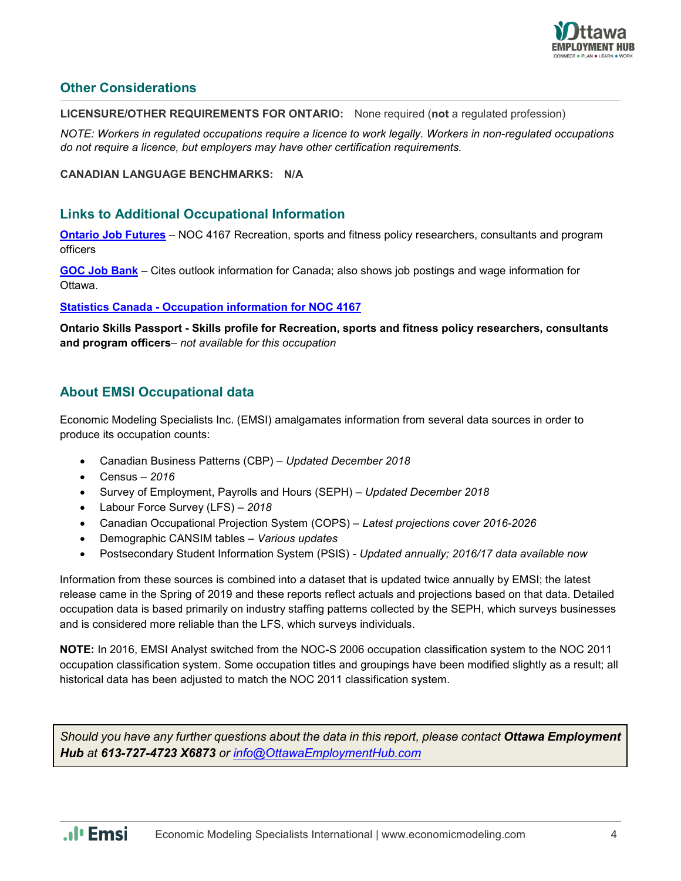## Other Considerations

**LICENSURE/OTHER REQUIREMENTS FOR ONTARIO:** None required (**not** a regulated profession)

*NOTE: Workers in regulated occupations require a licence to work legally. Workers in non-regulated occupations do not require a licence, but employers may have other certification requirements.*

**CANADIAN LANGUAGE BENCHMARKS: N/A**

## Links to Additional Occupational Information

**Ontario Job Futures** – NOC 4167 Recreation, sports and fitness policy researchers, consultants and program officers

**GOC Job Bank** – Cites outlook information for Canada; also shows job postings and wage information for Ottawa.

**Statistics Canada - Occupation information for NOC 4167**

**Ontario Skills Passport - Skills profile for Recreation, sports and fitness policy researchers, consultants and program officers**– *not available for this occupation*

## About EMSI Occupational data

Economic Modeling Specialists Inc. (EMSI) amalgamates information from several data sources in order to produce its occupation counts:

- Canadian Business Patterns (CBP) – *Updated December 2018*
- Census – *2016*
- Survey of Employment, Payrolls and Hours (SEPH) – *Updated December 2018*
- Labour Force Survey (LFS) – *2018*
- Canadian Occupational Projection System (COPS) – *Latest projections cover 2016-2026*
- Demographic CANSIM tables – *Various updates*
- Postsecondary Student Information System (PSIS) - *Updated annually; 2016/17 data available now*

Information from these sources is combined into a dataset that is updated twice annually by EMSI; the latest release came in the Spring of 2019 and these reports reflect actuals and projections based on that data. Detailed occupation data is based primarily on industry staffing patterns collected by the SEPH, which surveys businesses and is considered more reliable than the LFS, which surveys individuals.

**NOTE:** In 2016, EMSI Analyst switched from the NOC-S 2006 occupation classification system to the NOC 2011 occupation classification system. Some occupation titles and groupings have been modified slightly as a result; all historical data has been adjusted to match the NOC 2011 classification system.

*Should you have any further questions about the data in this report, please contact **Ottawa Employment Hub** at **613-727-4723 X6873** or info@OttawaEmploymentHub.com*